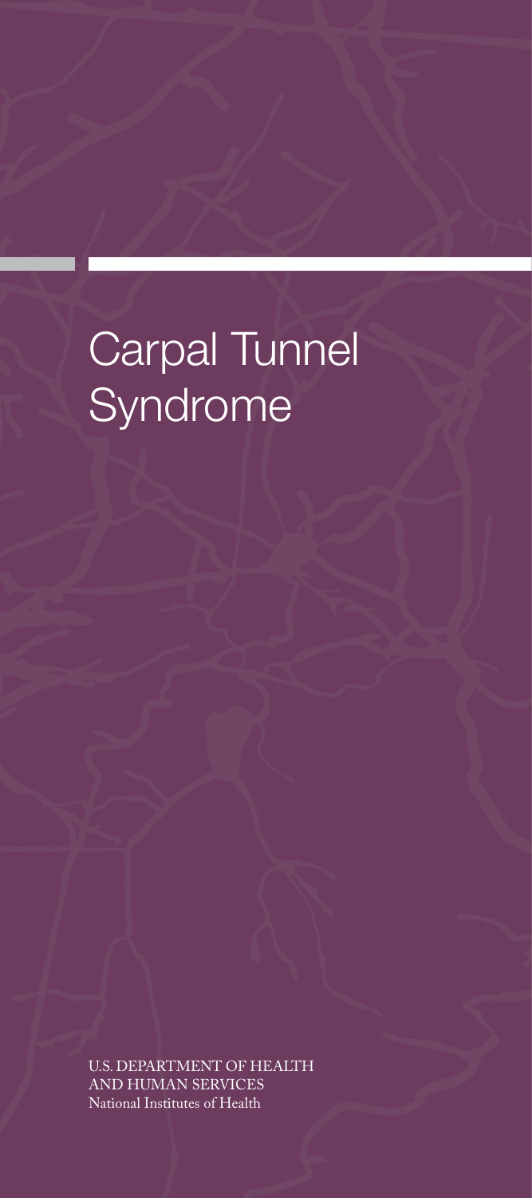# Carpal Tunnel Syndrome

U.S. DEPARTMENT OF HEALTH
AND HUMAN SERVICES
National Institutes of Health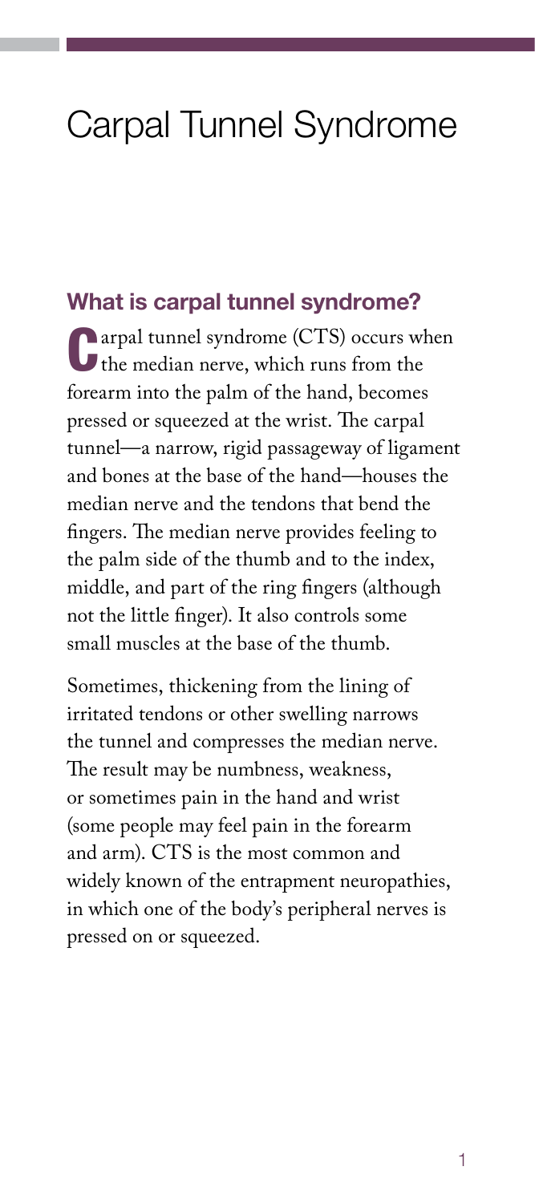# Carpal Tunnel Syndrome

## What is carpal tunnel syndrome?

Carpal tunnel syndrome (CTS) occurs when the median nerve, which runs from the forearm into the palm of the hand, becomes pressed or squeezed at the wrist. The carpal tunnel—a narrow, rigid passageway of ligament and bones at the base of the hand—houses the median nerve and the tendons that bend the fingers. The median nerve provides feeling to the palm side of the thumb and to the index, middle, and part of the ring fingers (although not the little finger). It also controls some small muscles at the base of the thumb.

Sometimes, thickening from the lining of irritated tendons or other swelling narrows the tunnel and compresses the median nerve. The result may be numbness, weakness, or sometimes pain in the hand and wrist (some people may feel pain in the forearm and arm). CTS is the most common and widely known of the entrapment neuropathies, in which one of the body's peripheral nerves is pressed on or squeezed.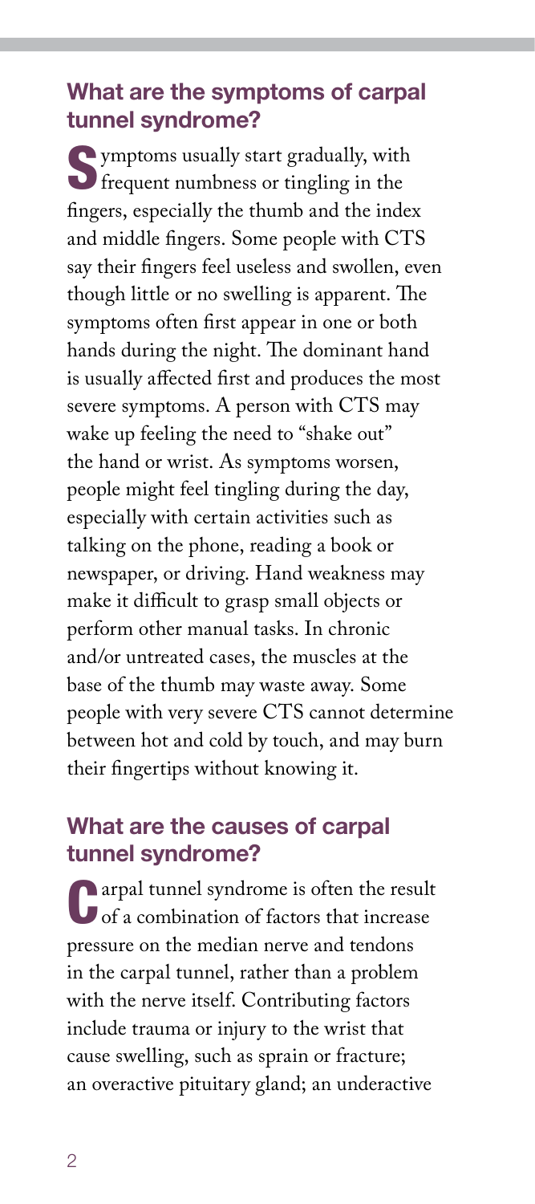## What are the symptoms of carpal tunnel syndrome?

Symptoms usually start gradually, with frequent numbness or tingling in the fingers, especially the thumb and the index and middle fingers. Some people with CTS say their fingers feel useless and swollen, even though little or no swelling is apparent. The symptoms often first appear in one or both hands during the night. The dominant hand is usually affected first and produces the most severe symptoms. A person with CTS may wake up feeling the need to "shake out" the hand or wrist. As symptoms worsen, people might feel tingling during the day, especially with certain activities such as talking on the phone, reading a book or newspaper, or driving. Hand weakness may make it difficult to grasp small objects or perform other manual tasks. In chronic and/or untreated cases, the muscles at the base of the thumb may waste away. Some people with very severe CTS cannot determine between hot and cold by touch, and may burn their fingertips without knowing it.

## What are the causes of carpal tunnel syndrome?

Carpal tunnel syndrome is often the result of a combination of factors that increase pressure on the median nerve and tendons in the carpal tunnel, rather than a problem with the nerve itself. Contributing factors include trauma or injury to the wrist that cause swelling, such as sprain or fracture; an overactive pituitary gland; an underactive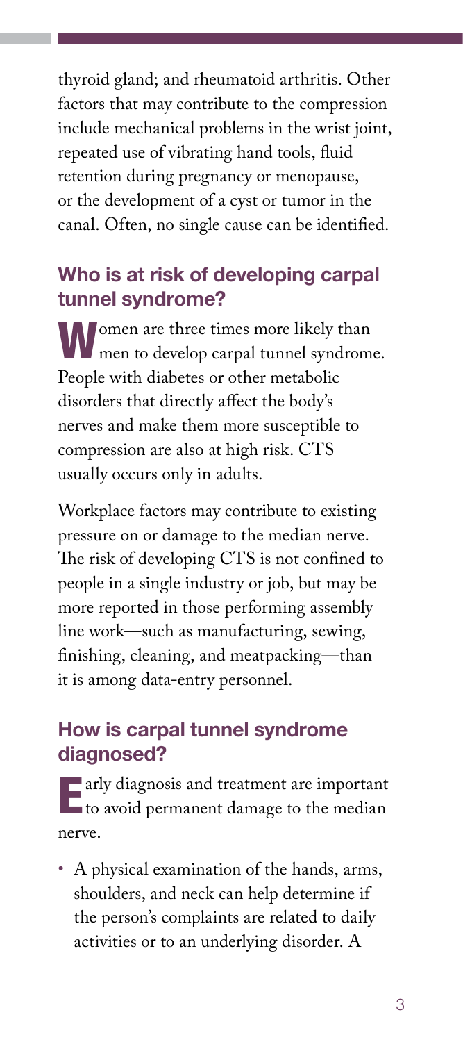thyroid gland; and rheumatoid arthritis. Other factors that may contribute to the compression include mechanical problems in the wrist joint, repeated use of vibrating hand tools, fluid retention during pregnancy or menopause, or the development of a cyst or tumor in the canal. Often, no single cause can be identified.

## Who is at risk of developing carpal tunnel syndrome?

Women are three times more likely than men to develop carpal tunnel syndrome. People with diabetes or other metabolic disorders that directly affect the body's nerves and make them more susceptible to compression are also at high risk. CTS usually occurs only in adults.

Workplace factors may contribute to existing pressure on or damage to the median nerve. The risk of developing CTS is not confined to people in a single industry or job, but may be more reported in those performing assembly line work—such as manufacturing, sewing, finishing, cleaning, and meatpacking—than it is among data-entry personnel.

## How is carpal tunnel syndrome diagnosed?

Early diagnosis and treatment are important to avoid permanent damage to the median nerve.

- A physical examination of the hands, arms, shoulders, and neck can help determine if the person's complaints are related to daily activities or to an underlying disorder. A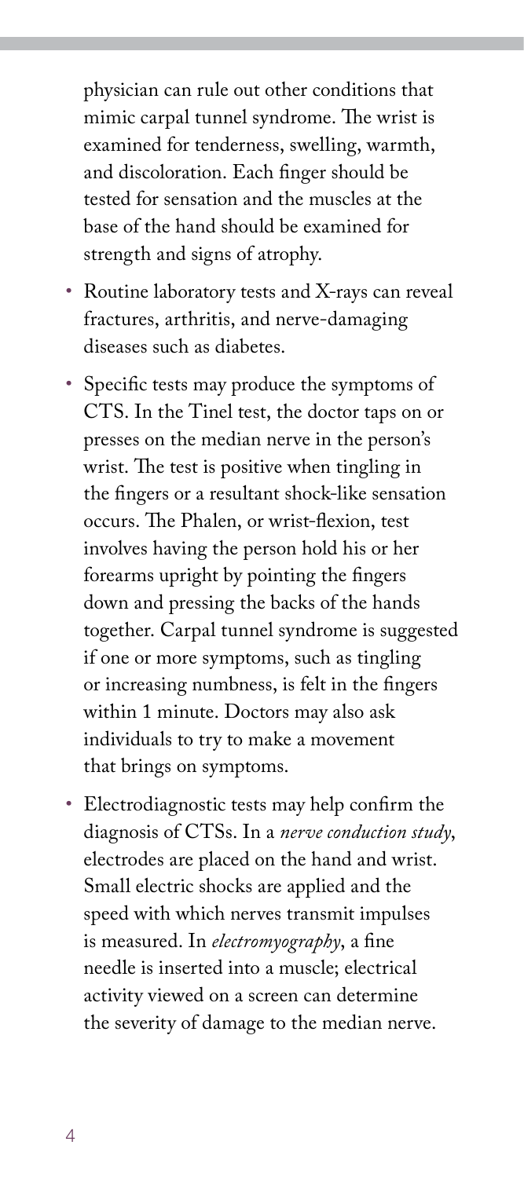physician can rule out other conditions that mimic carpal tunnel syndrome. The wrist is examined for tenderness, swelling, warmth, and discoloration. Each finger should be tested for sensation and the muscles at the base of the hand should be examined for strength and signs of atrophy.

- Routine laboratory tests and X-rays can reveal fractures, arthritis, and nerve-damaging diseases such as diabetes.
- Specific tests may produce the symptoms of CTS. In the Tinel test, the doctor taps on or presses on the median nerve in the person's wrist. The test is positive when tingling in the fingers or a resultant shock-like sensation occurs. The Phalen, or wrist-flexion, test involves having the person hold his or her forearms upright by pointing the fingers down and pressing the backs of the hands together. Carpal tunnel syndrome is suggested if one or more symptoms, such as tingling or increasing numbness, is felt in the fingers within 1 minute. Doctors may also ask individuals to try to make a movement that brings on symptoms.
- Electrodiagnostic tests may help confirm the diagnosis of CTSs. In a *nerve conduction study*, electrodes are placed on the hand and wrist. Small electric shocks are applied and the speed with which nerves transmit impulses is measured. In *electromyography*, a fine needle is inserted into a muscle; electrical activity viewed on a screen can determine the severity of damage to the median nerve.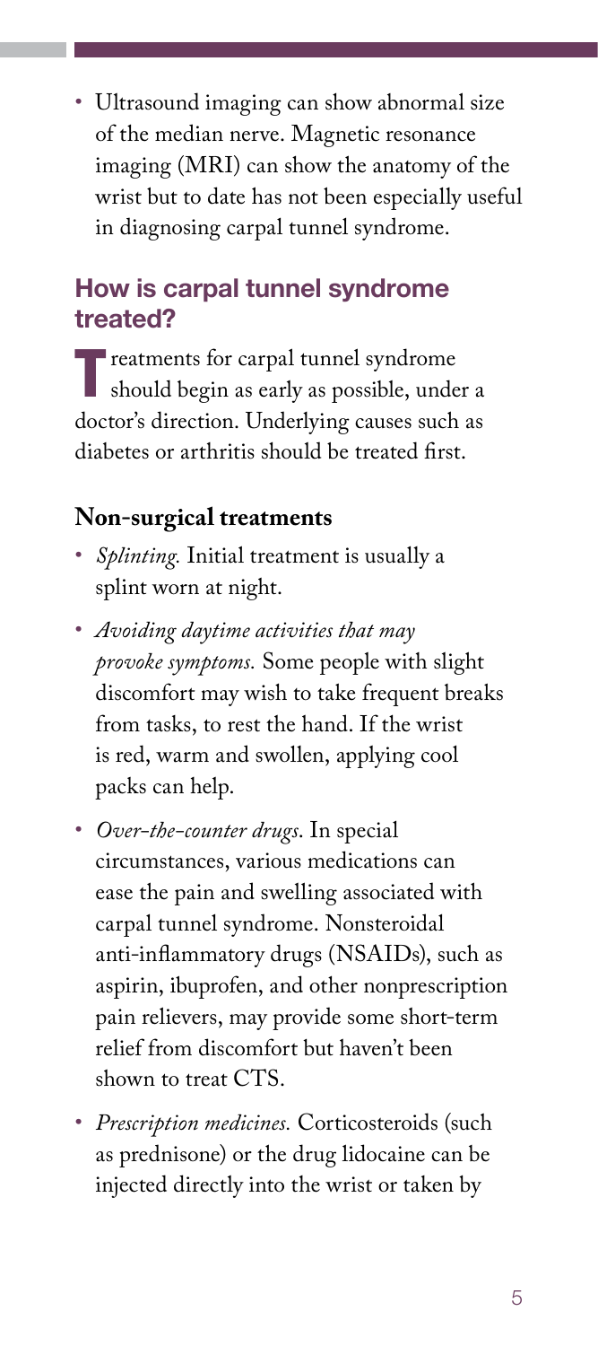- Ultrasound imaging can show abnormal size of the median nerve. Magnetic resonance imaging (MRI) can show the anatomy of the wrist but to date has not been especially useful in diagnosing carpal tunnel syndrome.

## How is carpal tunnel syndrome treated?

Treatments for carpal tunnel syndrome should begin as early as possible, under a doctor's direction. Underlying causes such as diabetes or arthritis should be treated first.

### Non-surgical treatments

- *Splinting.* Initial treatment is usually a splint worn at night.
- *Avoiding daytime activities that may provoke symptoms.* Some people with slight discomfort may wish to take frequent breaks from tasks, to rest the hand. If the wrist is red, warm and swollen, applying cool packs can help.
- *Over-the-counter drugs*. In special circumstances, various medications can ease the pain and swelling associated with carpal tunnel syndrome. Nonsteroidal anti-inflammatory drugs (NSAIDs), such as aspirin, ibuprofen, and other nonprescription pain relievers, may provide some short-term relief from discomfort but haven't been shown to treat CTS.
- *Prescription medicines.* Corticosteroids (such as prednisone) or the drug lidocaine can be injected directly into the wrist or taken by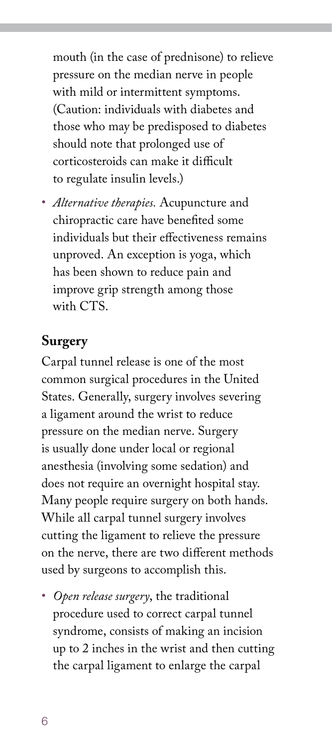mouth (in the case of prednisone) to relieve pressure on the median nerve in people with mild or intermittent symptoms. (Caution: individuals with diabetes and those who may be predisposed to diabetes should note that prolonged use of corticosteroids can make it difficult to regulate insulin levels.)

- *Alternative therapies.* Acupuncture and chiropractic care have benefited some individuals but their effectiveness remains unproved. An exception is yoga, which has been shown to reduce pain and improve grip strength among those with CTS.

## Surgery

Carpal tunnel release is one of the most common surgical procedures in the United States. Generally, surgery involves severing a ligament around the wrist to reduce pressure on the median nerve. Surgery is usually done under local or regional anesthesia (involving some sedation) and does not require an overnight hospital stay. Many people require surgery on both hands. While all carpal tunnel surgery involves cutting the ligament to relieve the pressure on the nerve, there are two different methods used by surgeons to accomplish this.

- *Open release surgery*, the traditional procedure used to correct carpal tunnel syndrome, consists of making an incision up to 2 inches in the wrist and then cutting the carpal ligament to enlarge the carpal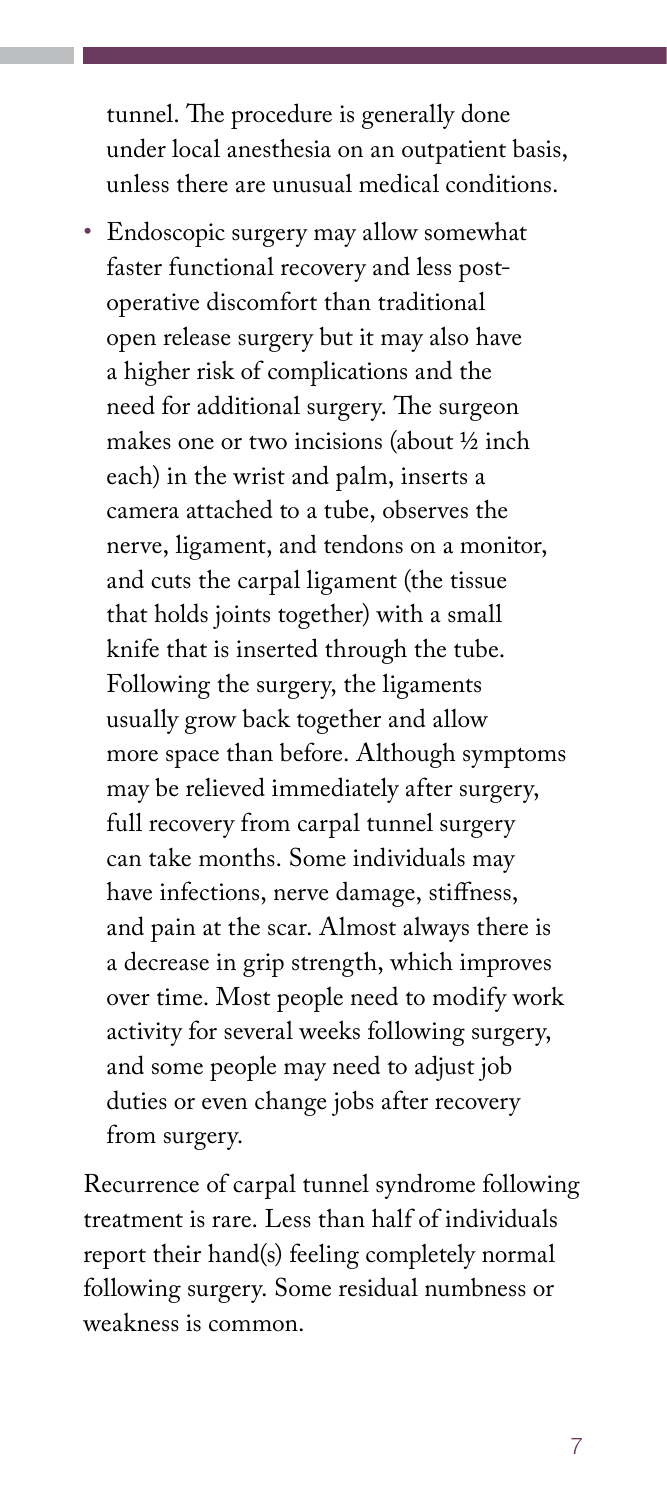tunnel. The procedure is generally done under local anesthesia on an outpatient basis, unless there are unusual medical conditions.

- Endoscopic surgery may allow somewhat faster functional recovery and less post-operative discomfort than traditional open release surgery but it may also have a higher risk of complications and the need for additional surgery. The surgeon makes one or two incisions (about ½ inch each) in the wrist and palm, inserts a camera attached to a tube, observes the nerve, ligament, and tendons on a monitor, and cuts the carpal ligament (the tissue that holds joints together) with a small knife that is inserted through the tube. Following the surgery, the ligaments usually grow back together and allow more space than before. Although symptoms may be relieved immediately after surgery, full recovery from carpal tunnel surgery can take months. Some individuals may have infections, nerve damage, stiffness, and pain at the scar. Almost always there is a decrease in grip strength, which improves over time. Most people need to modify work activity for several weeks following surgery, and some people may need to adjust job duties or even change jobs after recovery from surgery.

Recurrence of carpal tunnel syndrome following treatment is rare. Less than half of individuals report their hand(s) feeling completely normal following surgery. Some residual numbness or weakness is common.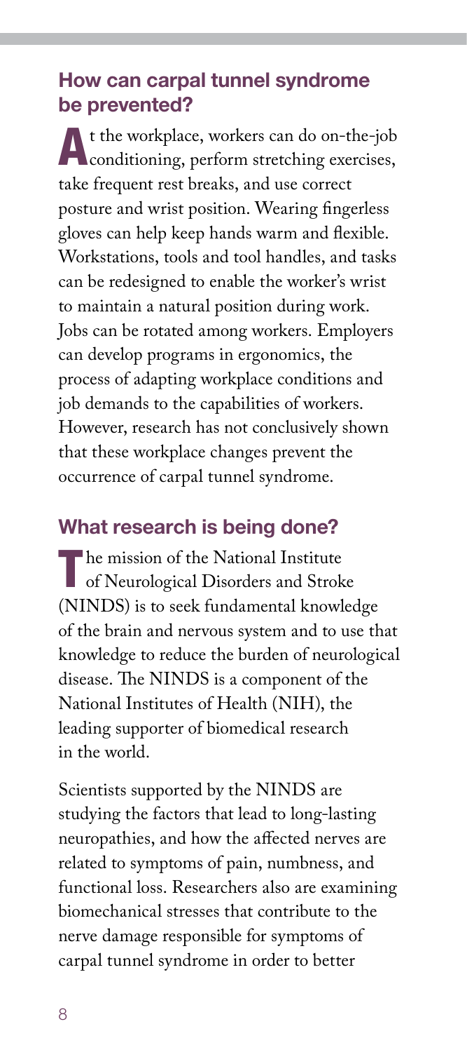## How can carpal tunnel syndrome be prevented?

At the workplace, workers can do on-the-job conditioning, perform stretching exercises, take frequent rest breaks, and use correct posture and wrist position. Wearing fingerless gloves can help keep hands warm and flexible. Workstations, tools and tool handles, and tasks can be redesigned to enable the worker's wrist to maintain a natural position during work. Jobs can be rotated among workers. Employers can develop programs in ergonomics, the process of adapting workplace conditions and job demands to the capabilities of workers. However, research has not conclusively shown that these workplace changes prevent the occurrence of carpal tunnel syndrome.

## What research is being done?

The mission of the National Institute of Neurological Disorders and Stroke (NINDS) is to seek fundamental knowledge of the brain and nervous system and to use that knowledge to reduce the burden of neurological disease. The NINDS is a component of the National Institutes of Health (NIH), the leading supporter of biomedical research in the world.

Scientists supported by the NINDS are studying the factors that lead to long-lasting neuropathies, and how the affected nerves are related to symptoms of pain, numbness, and functional loss. Researchers also are examining biomechanical stresses that contribute to the nerve damage responsible for symptoms of carpal tunnel syndrome in order to better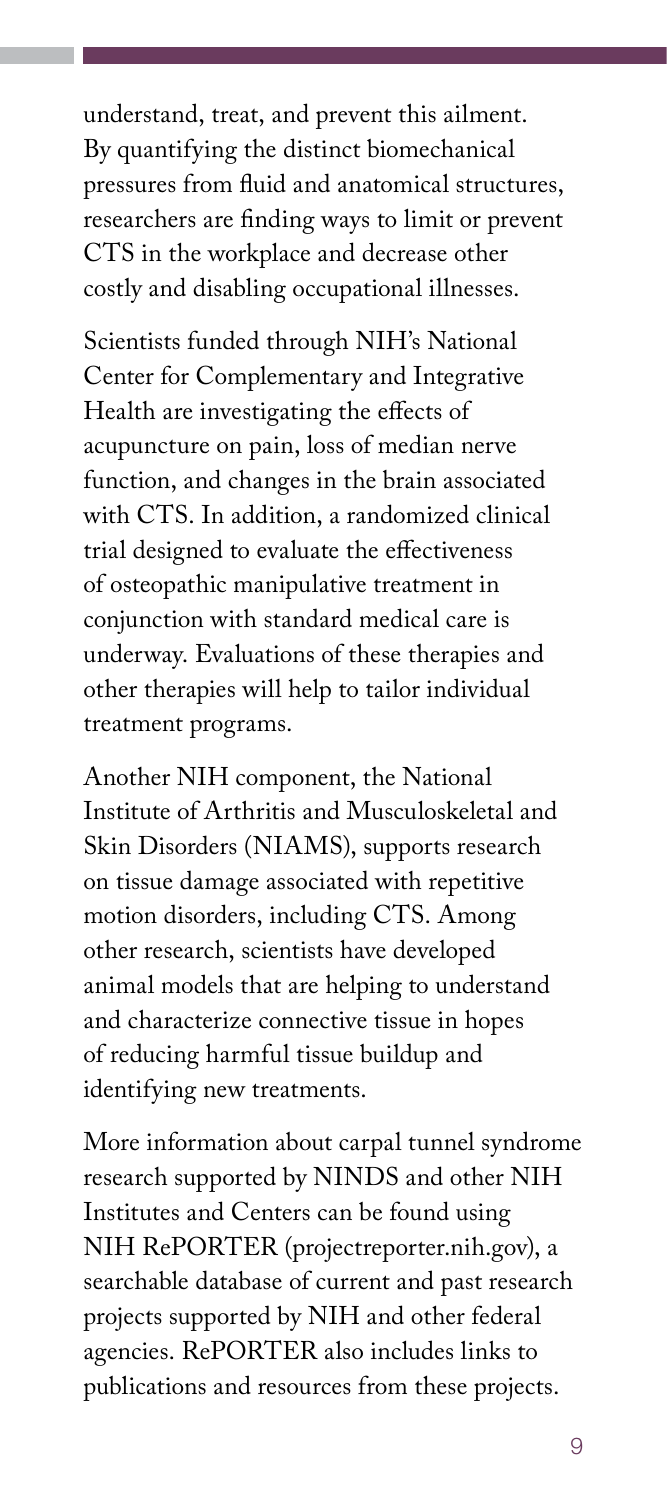understand, treat, and prevent this ailment. By quantifying the distinct biomechanical pressures from fluid and anatomical structures, researchers are finding ways to limit or prevent CTS in the workplace and decrease other costly and disabling occupational illnesses.

Scientists funded through NIH's National Center for Complementary and Integrative Health are investigating the effects of acupuncture on pain, loss of median nerve function, and changes in the brain associated with CTS. In addition, a randomized clinical trial designed to evaluate the effectiveness of osteopathic manipulative treatment in conjunction with standard medical care is underway. Evaluations of these therapies and other therapies will help to tailor individual treatment programs.

Another NIH component, the National Institute of Arthritis and Musculoskeletal and Skin Disorders (NIAMS), supports research on tissue damage associated with repetitive motion disorders, including CTS. Among other research, scientists have developed animal models that are helping to understand and characterize connective tissue in hopes of reducing harmful tissue buildup and identifying new treatments.

More information about carpal tunnel syndrome research supported by NINDS and other NIH Institutes and Centers can be found using NIH RePORTER (projectreporter.nih.gov), a searchable database of current and past research projects supported by NIH and other federal agencies. RePORTER also includes links to publications and resources from these projects.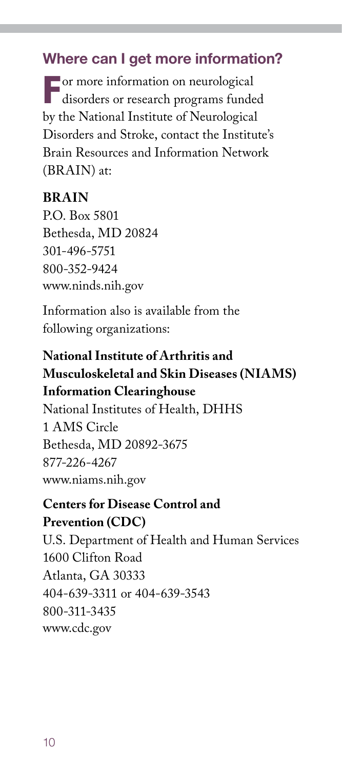## Where can I get more information?

For more information on neurological disorders or research programs funded by the National Institute of Neurological Disorders and Stroke, contact the Institute's Brain Resources and Information Network (BRAIN) at:

**BRAIN**
P.O. Box 5801
Bethesda, MD 20824
301-496-5751
800-352-9424
www.ninds.nih.gov

Information also is available from the following organizations:

**National Institute of Arthritis and Musculoskeletal and Skin Diseases (NIAMS) Information Clearinghouse**
National Institutes of Health, DHHS
1 AMS Circle
Bethesda, MD 20892-3675
877-226-4267
www.niams.nih.gov

**Centers for Disease Control and Prevention (CDC)**
U.S. Department of Health and Human Services
1600 Clifton Road
Atlanta, GA 30333
404-639-3311 or 404-639-3543
800-311-3435
www.cdc.gov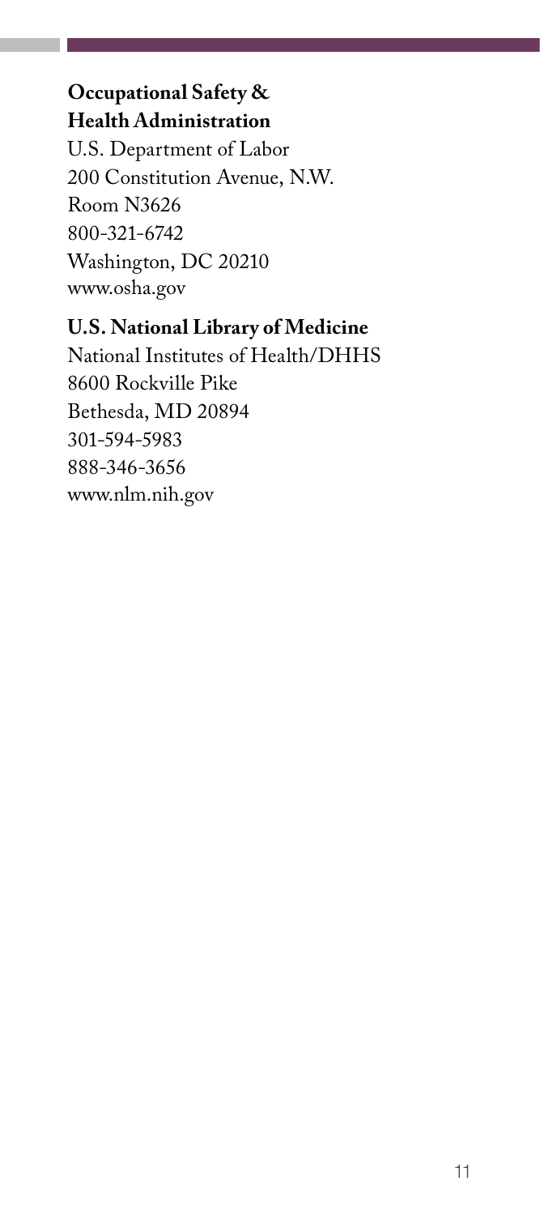**Occupational Safety & Health Administration**
U.S. Department of Labor
200 Constitution Avenue, N.W.
Room N3626
800-321-6742
Washington, DC 20210
www.osha.gov

**U.S. National Library of Medicine**
National Institutes of Health/DHHS
8600 Rockville Pike
Bethesda, MD 20894
301-594-5983
888-346-3656
www.nlm.nih.gov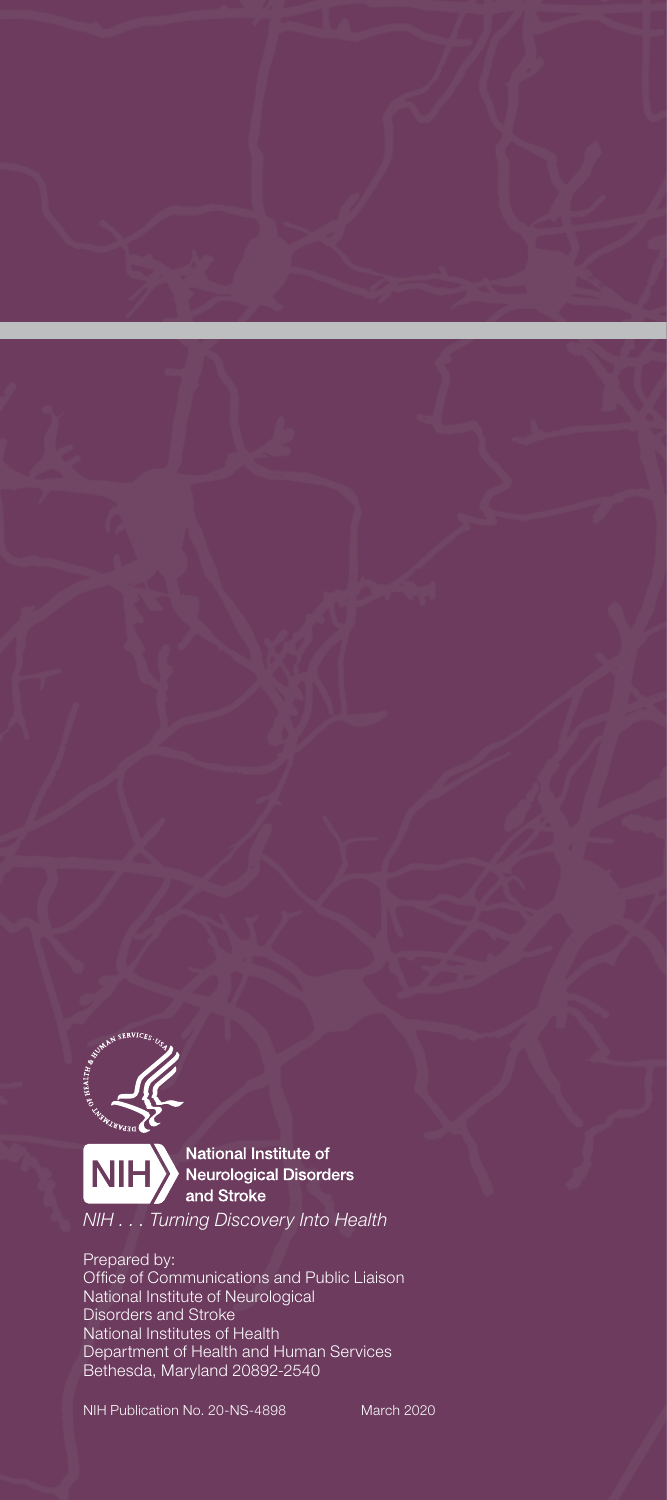National Institute of Neurological Disorders and Stroke

*NIH . . . Turning Discovery Into Health*

Prepared by:
Office of Communications and Public Liaison
National Institute of Neurological
Disorders and Stroke
National Institutes of Health
Department of Health and Human Services
Bethesda, Maryland 20892-2540

NIH Publication No. 20-NS-4898 March 2020